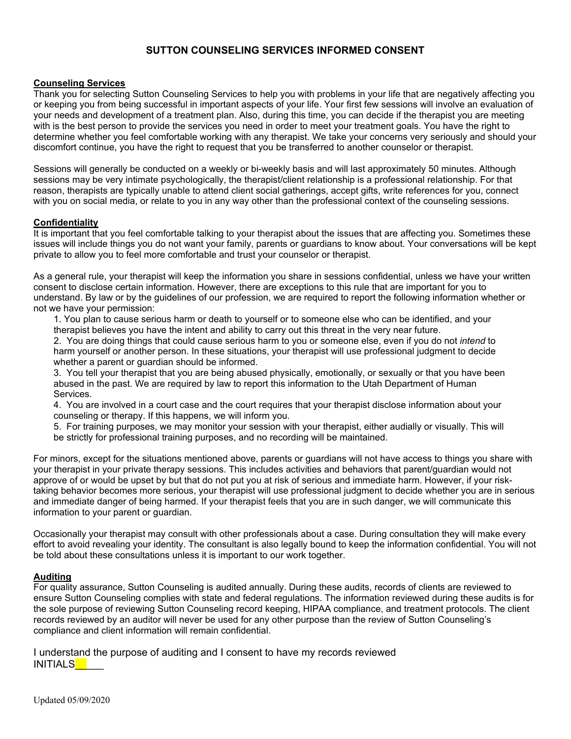# SUTTON COUNSELING SERVICES INFORMED CONSENT

## Counseling Services

Thank you for selecting Sutton Counseling Services to help you with problems in your life that are negatively affecting you or keeping you from being successful in important aspects of your life. Your first few sessions will involve an evaluation of your needs and development of a treatment plan. Also, during this time, you can decide if the therapist you are meeting with is the best person to provide the services you need in order to meet your treatment goals. You have the right to determine whether you feel comfortable working with any therapist. We take your concerns very seriously and should your discomfort continue, you have the right to request that you be transferred to another counselor or therapist.

Sessions will generally be conducted on a weekly or bi-weekly basis and will last approximately 50 minutes. Although sessions may be very intimate psychologically, the therapist/client relationship is a professional relationship. For that reason, therapists are typically unable to attend client social gatherings, accept gifts, write references for you, connect with you on social media, or relate to you in any way other than the professional context of the counseling sessions.

## Confidentiality

It is important that you feel comfortable talking to your therapist about the issues that are affecting you. Sometimes these issues will include things you do not want your family, parents or guardians to know about. Your conversations will be kept private to allow you to feel more comfortable and trust your counselor or therapist.

As a general rule, your therapist will keep the information you share in sessions confidential, unless we have your written consent to disclose certain information. However, there are exceptions to this rule that are important for you to understand. By law or by the guidelines of our profession, we are required to report the following information whether or not we have your permission:

1. You plan to cause serious harm or death to yourself or to someone else who can be identified, and your therapist believes you have the intent and ability to carry out this threat in the very near future.
2. You are doing things that could cause serious harm to you or someone else, even if you do not *intend* to harm yourself or another person. In these situations, your therapist will use professional judgment to decide whether a parent or guardian should be informed.
3. You tell your therapist that you are being abused physically, emotionally, or sexually or that you have been abused in the past. We are required by law to report this information to the Utah Department of Human Services.
4. You are involved in a court case and the court requires that your therapist disclose information about your counseling or therapy. If this happens, we will inform you.
5. For training purposes, we may monitor your session with your therapist, either audially or visually. This will be strictly for professional training purposes, and no recording will be maintained.

For minors, except for the situations mentioned above, parents or guardians will not have access to things you share with your therapist in your private therapy sessions. This includes activities and behaviors that parent/guardian would not approve of or would be upset by but that do not put you at risk of serious and immediate harm. However, if your risk-taking behavior becomes more serious, your therapist will use professional judgment to decide whether you are in serious and immediate danger of being harmed. If your therapist feels that you are in such danger, we will communicate this information to your parent or guardian.

Occasionally your therapist may consult with other professionals about a case. During consultation they will make every effort to avoid revealing your identity. The consultant is also legally bound to keep the information confidential. You will not be told about these consultations unless it is important to our work together.

## Auditing

For quality assurance, Sutton Counseling is audited annually. During these audits, records of clients are reviewed to ensure Sutton Counseling complies with state and federal regulations. The information reviewed during these audits is for the sole purpose of reviewing Sutton Counseling record keeping, HIPAA compliance, and treatment protocols. The client records reviewed by an auditor will never be used for any other purpose than the review of Sutton Counseling's compliance and client information will remain confidential.

I understand the purpose of auditing and I consent to have my records reviewed
INITIALS_____

Updated 05/09/2020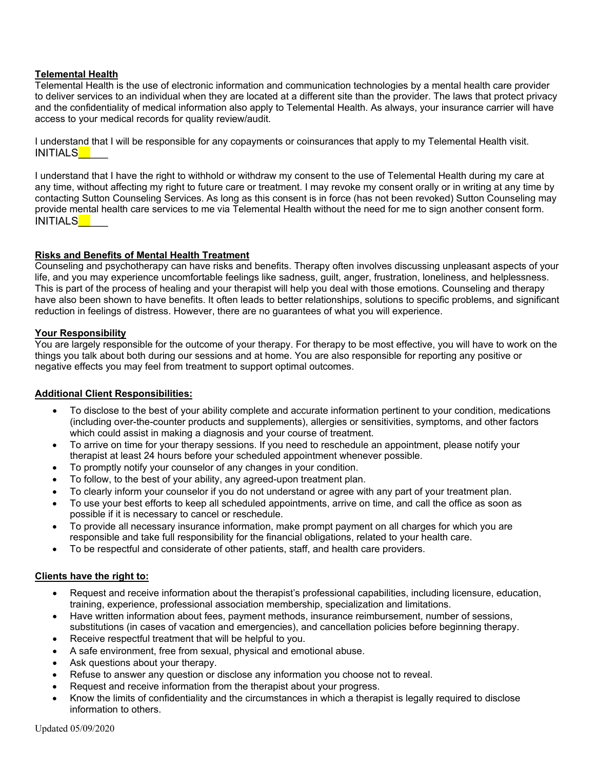**Telemental Health**

Telemental Health is the use of electronic information and communication technologies by a mental health care provider to deliver services to an individual when they are located at a different site than the provider. The laws that protect privacy and the confidentiality of medical information also apply to Telemental Health. As always, your insurance carrier will have access to your medical records for quality review/audit.

I understand that I will be responsible for any copayments or coinsurances that apply to my Telemental Health visit.
INITIALS______

I understand that I have the right to withhold or withdraw my consent to the use of Telemental Health during my care at any time, without affecting my right to future care or treatment. I may revoke my consent orally or in writing at any time by contacting Sutton Counseling Services. As long as this consent is in force (has not been revoked) Sutton Counseling may provide mental health care services to me via Telemental Health without the need for me to sign another consent form.
INITIALS______

**Risks and Benefits of Mental Health Treatment**

Counseling and psychotherapy can have risks and benefits. Therapy often involves discussing unpleasant aspects of your life, and you may experience uncomfortable feelings like sadness, guilt, anger, frustration, loneliness, and helplessness. This is part of the process of healing and your therapist will help you deal with those emotions. Counseling and therapy have also been shown to have benefits. It often leads to better relationships, solutions to specific problems, and significant reduction in feelings of distress. However, there are no guarantees of what you will experience.

**Your Responsibility**

You are largely responsible for the outcome of your therapy. For therapy to be most effective, you will have to work on the things you talk about both during our sessions and at home. You are also responsible for reporting any positive or negative effects you may feel from treatment to support optimal outcomes.

**Additional Client Responsibilities:**

- To disclose to the best of your ability complete and accurate information pertinent to your condition, medications (including over-the-counter products and supplements), allergies or sensitivities, symptoms, and other factors which could assist in making a diagnosis and your course of treatment.
- To arrive on time for your therapy sessions. If you need to reschedule an appointment, please notify your therapist at least 24 hours before your scheduled appointment whenever possible.
- To promptly notify your counselor of any changes in your condition.
- To follow, to the best of your ability, any agreed-upon treatment plan.
- To clearly inform your counselor if you do not understand or agree with any part of your treatment plan.
- To use your best efforts to keep all scheduled appointments, arrive on time, and call the office as soon as possible if it is necessary to cancel or reschedule.
- To provide all necessary insurance information, make prompt payment on all charges for which you are responsible and take full responsibility for the financial obligations, related to your health care.
- To be respectful and considerate of other patients, staff, and health care providers.

**Clients have the right to:**

- Request and receive information about the therapist's professional capabilities, including licensure, education, training, experience, professional association membership, specialization and limitations.
- Have written information about fees, payment methods, insurance reimbursement, number of sessions, substitutions (in cases of vacation and emergencies), and cancellation policies before beginning therapy.
- Receive respectful treatment that will be helpful to you.
- A safe environment, free from sexual, physical and emotional abuse.
- Ask questions about your therapy.
- Refuse to answer any question or disclose any information you choose not to reveal.
- Request and receive information from the therapist about your progress.
- Know the limits of confidentiality and the circumstances in which a therapist is legally required to disclose information to others.

Updated 05/09/2020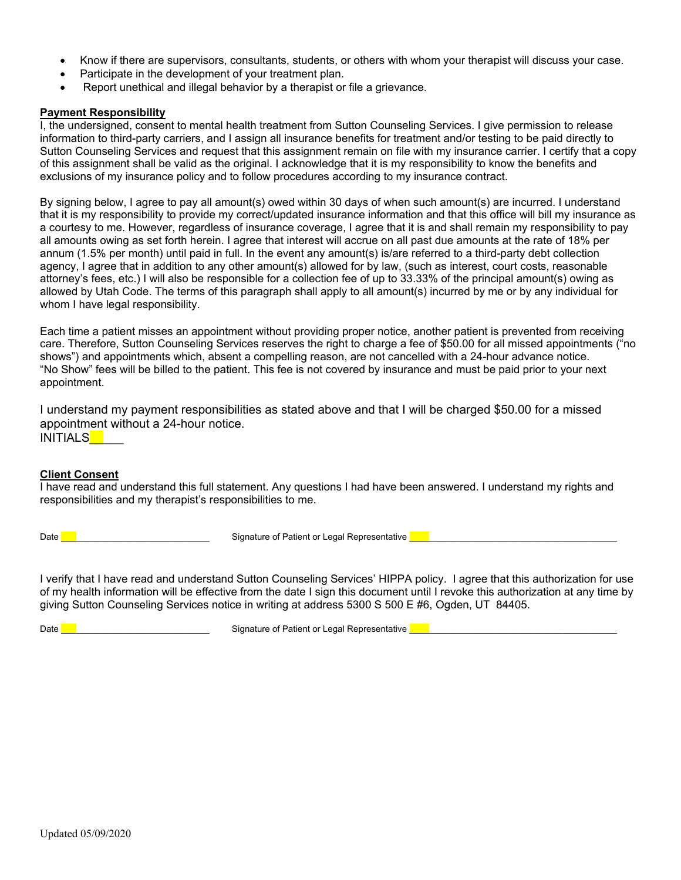- Know if there are supervisors, consultants, students, or others with whom your therapist will discuss your case.
- Participate in the development of your treatment plan.
- Report unethical and illegal behavior by a therapist or file a grievance.

**Payment Responsibility**

I, the undersigned, consent to mental health treatment from Sutton Counseling Services. I give permission to release information to third-party carriers, and I assign all insurance benefits for treatment and/or testing to be paid directly to Sutton Counseling Services and request that this assignment remain on file with my insurance carrier. I certify that a copy of this assignment shall be valid as the original. I acknowledge that it is my responsibility to know the benefits and exclusions of my insurance policy and to follow procedures according to my insurance contract.

By signing below, I agree to pay all amount(s) owed within 30 days of when such amount(s) are incurred. I understand that it is my responsibility to provide my correct/updated insurance information and that this office will bill my insurance as a courtesy to me. However, regardless of insurance coverage, I agree that it is and shall remain my responsibility to pay all amounts owing as set forth herein. I agree that interest will accrue on all past due amounts at the rate of 18% per annum (1.5% per month) until paid in full. In the event any amount(s) is/are referred to a third-party debt collection agency, I agree that in addition to any other amount(s) allowed for by law, (such as interest, court costs, reasonable attorney's fees, etc.) I will also be responsible for a collection fee of up to 33.33% of the principal amount(s) owing as allowed by Utah Code. The terms of this paragraph shall apply to all amount(s) incurred by me or by any individual for whom I have legal responsibility.

Each time a patient misses an appointment without providing proper notice, another patient is prevented from receiving care. Therefore, Sutton Counseling Services reserves the right to charge a fee of $50.00 for all missed appointments ("no shows") and appointments which, absent a compelling reason, are not cancelled with a 24-hour advance notice. "No Show" fees will be billed to the patient. This fee is not covered by insurance and must be paid prior to your next appointment.

I understand my payment responsibilities as stated above and that I will be charged $50.00 for a missed appointment without a 24-hour notice.
INITIALS______

**Client Consent**

I have read and understand this full statement. Any questions I had have been answered. I understand my rights and responsibilities and my therapist's responsibilities to me.

Date ____________________________ Signature of Patient or Legal Representative ________________________________________

I verify that I have read and understand Sutton Counseling Services' HIPPA policy. I agree that this authorization for use of my health information will be effective from the date I sign this document until I revoke this authorization at any time by giving Sutton Counseling Services notice in writing at address 5300 S 500 E #6, Ogden, UT 84405.

Date ____________________________ Signature of Patient or Legal Representative ________________________________________

Updated 05/09/2020